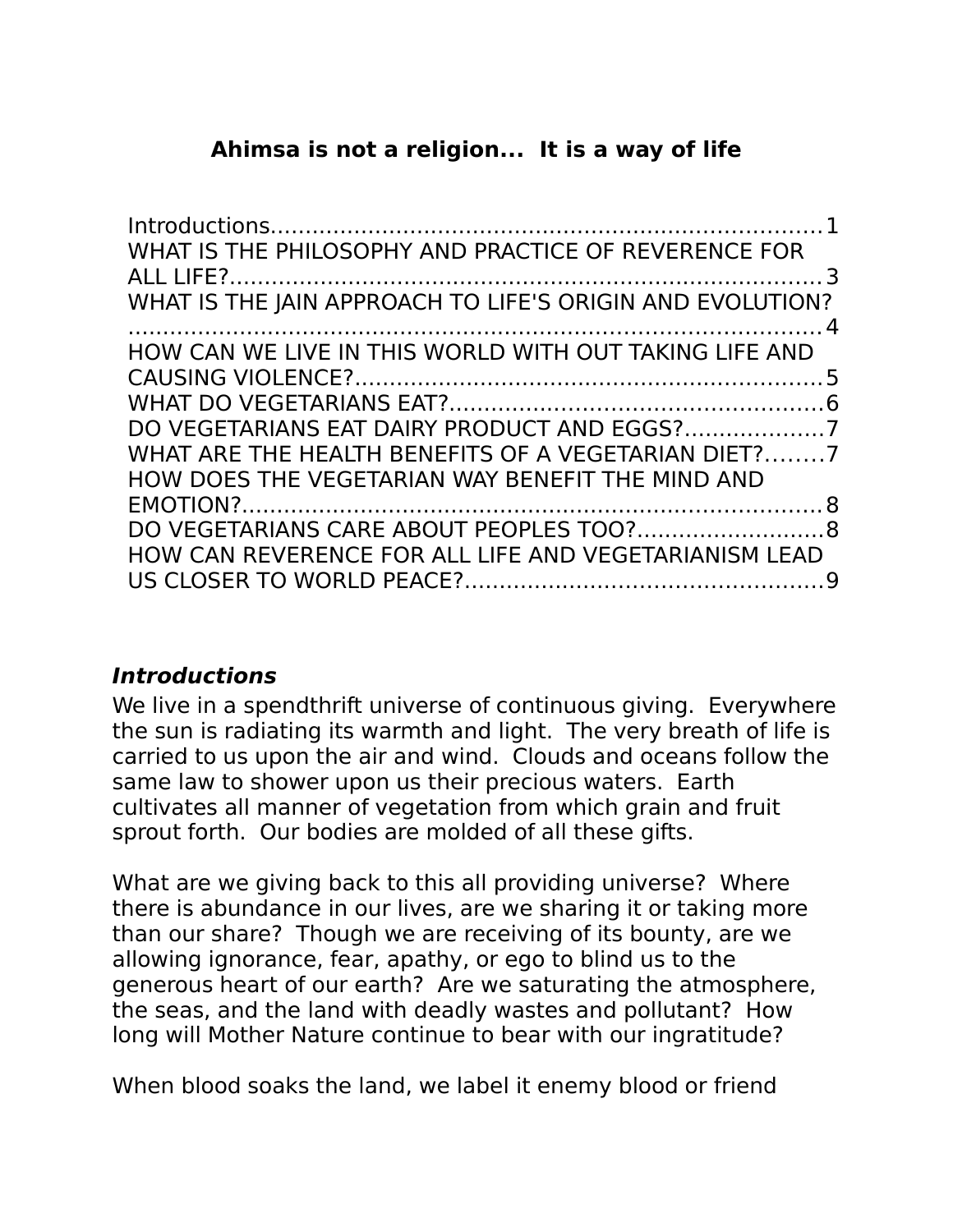# Ahimsa is not a religion... It is a way of life

Introductions.....1
WHAT IS THE PHILOSOPHY AND PRACTICE OF REVERENCE FOR ALL LIFE?.....3
WHAT IS THE JAIN APPROACH TO LIFE'S ORIGIN AND EVOLUTION?.....4
HOW CAN WE LIVE IN THIS WORLD WITH OUT TAKING LIFE AND CAUSING VIOLENCE?.....5
WHAT DO VEGETARIANS EAT?.....6
DO VEGETARIANS EAT DAIRY PRODUCT AND EGGS?.....7
WHAT ARE THE HEALTH BENEFITS OF A VEGETARIAN DIET?.....7
HOW DOES THE VEGETARIAN WAY BENEFIT THE MIND AND EMOTION?.....8
DO VEGETARIANS CARE ABOUT PEOPLES TOO?.....8
HOW CAN REVERENCE FOR ALL LIFE AND VEGETARIANISM LEAD US CLOSER TO WORLD PEACE?.....9

## *Introductions*

We live in a spendthrift universe of continuous giving. Everywhere the sun is radiating its warmth and light. The very breath of life is carried to us upon the air and wind. Clouds and oceans follow the same law to shower upon us their precious waters. Earth cultivates all manner of vegetation from which grain and fruit sprout forth. Our bodies are molded of all these gifts.

What are we giving back to this all providing universe? Where there is abundance in our lives, are we sharing it or taking more than our share? Though we are receiving of its bounty, are we allowing ignorance, fear, apathy, or ego to blind us to the generous heart of our earth? Are we saturating the atmosphere, the seas, and the land with deadly wastes and pollutant? How long will Mother Nature continue to bear with our ingratitude?

When blood soaks the land, we label it enemy blood or friend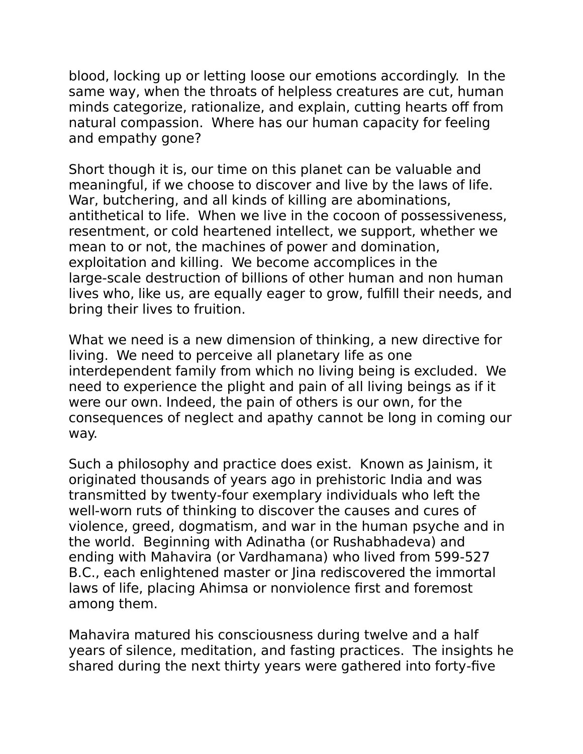blood, locking up or letting loose our emotions accordingly. In the same way, when the throats of helpless creatures are cut, human minds categorize, rationalize, and explain, cutting hearts off from natural compassion. Where has our human capacity for feeling and empathy gone?

Short though it is, our time on this planet can be valuable and meaningful, if we choose to discover and live by the laws of life. War, butchering, and all kinds of killing are abominations, antithetical to life. When we live in the cocoon of possessiveness, resentment, or cold heartened intellect, we support, whether we mean to or not, the machines of power and domination, exploitation and killing. We become accomplices in the large-scale destruction of billions of other human and non human lives who, like us, are equally eager to grow, fulfill their needs, and bring their lives to fruition.

What we need is a new dimension of thinking, a new directive for living. We need to perceive all planetary life as one interdependent family from which no living being is excluded. We need to experience the plight and pain of all living beings as if it were our own. Indeed, the pain of others is our own, for the consequences of neglect and apathy cannot be long in coming our way.

Such a philosophy and practice does exist. Known as Jainism, it originated thousands of years ago in prehistoric India and was transmitted by twenty-four exemplary individuals who left the well-worn ruts of thinking to discover the causes and cures of violence, greed, dogmatism, and war in the human psyche and in the world. Beginning with Adinatha (or Rushabhadeva) and ending with Mahavira (or Vardhamana) who lived from 599-527 B.C., each enlightened master or Jina rediscovered the immortal laws of life, placing Ahimsa or nonviolence first and foremost among them.

Mahavira matured his consciousness during twelve and a half years of silence, meditation, and fasting practices. The insights he shared during the next thirty years were gathered into forty-five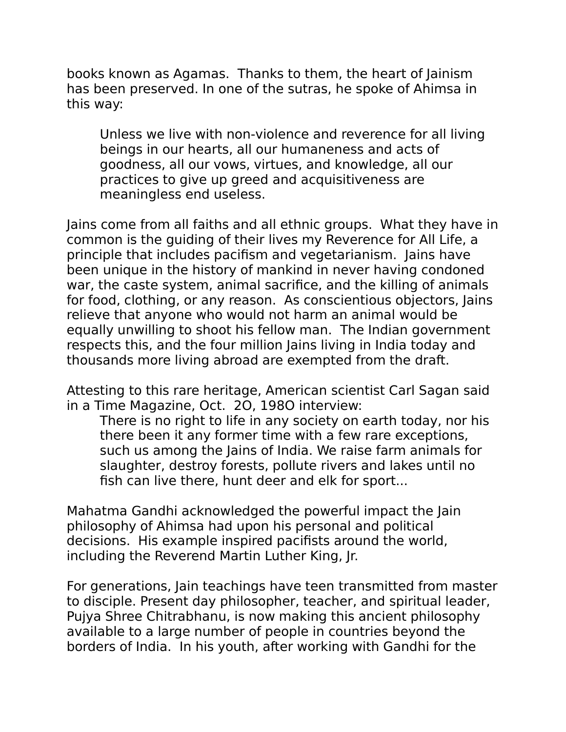books known as Agamas. Thanks to them, the heart of Jainism has been preserved. In one of the sutras, he spoke of Ahimsa in this way:

> Unless we live with non-violence and reverence for all living beings in our hearts, all our humaneness and acts of goodness, all our vows, virtues, and knowledge, all our practices to give up greed and acquisitiveness are meaningless end useless.

Jains come from all faiths and all ethnic groups. What they have in common is the guiding of their lives my Reverence for All Life, a principle that includes pacifism and vegetarianism. Jains have been unique in the history of mankind in never having condoned war, the caste system, animal sacrifice, and the killing of animals for food, clothing, or any reason. As conscientious objectors, Jains relieve that anyone who would not harm an animal would be equally unwilling to shoot his fellow man. The Indian government respects this, and the four million Jains living in India today and thousands more living abroad are exempted from the draft.

Attesting to this rare heritage, American scientist Carl Sagan said in a Time Magazine, Oct. 2O, 198O interview:

> There is no right to life in any society on earth today, nor his there been it any former time with a few rare exceptions, such us among the Jains of India. We raise farm animals for slaughter, destroy forests, pollute rivers and lakes until no fish can live there, hunt deer and elk for sport...

Mahatma Gandhi acknowledged the powerful impact the Jain philosophy of Ahimsa had upon his personal and political decisions. His example inspired pacifists around the world, including the Reverend Martin Luther King, Jr.

For generations, Jain teachings have teen transmitted from master to disciple. Present day philosopher, teacher, and spiritual leader, Pujya Shree Chitrabhanu, is now making this ancient philosophy available to a large number of people in countries beyond the borders of India. In his youth, after working with Gandhi for the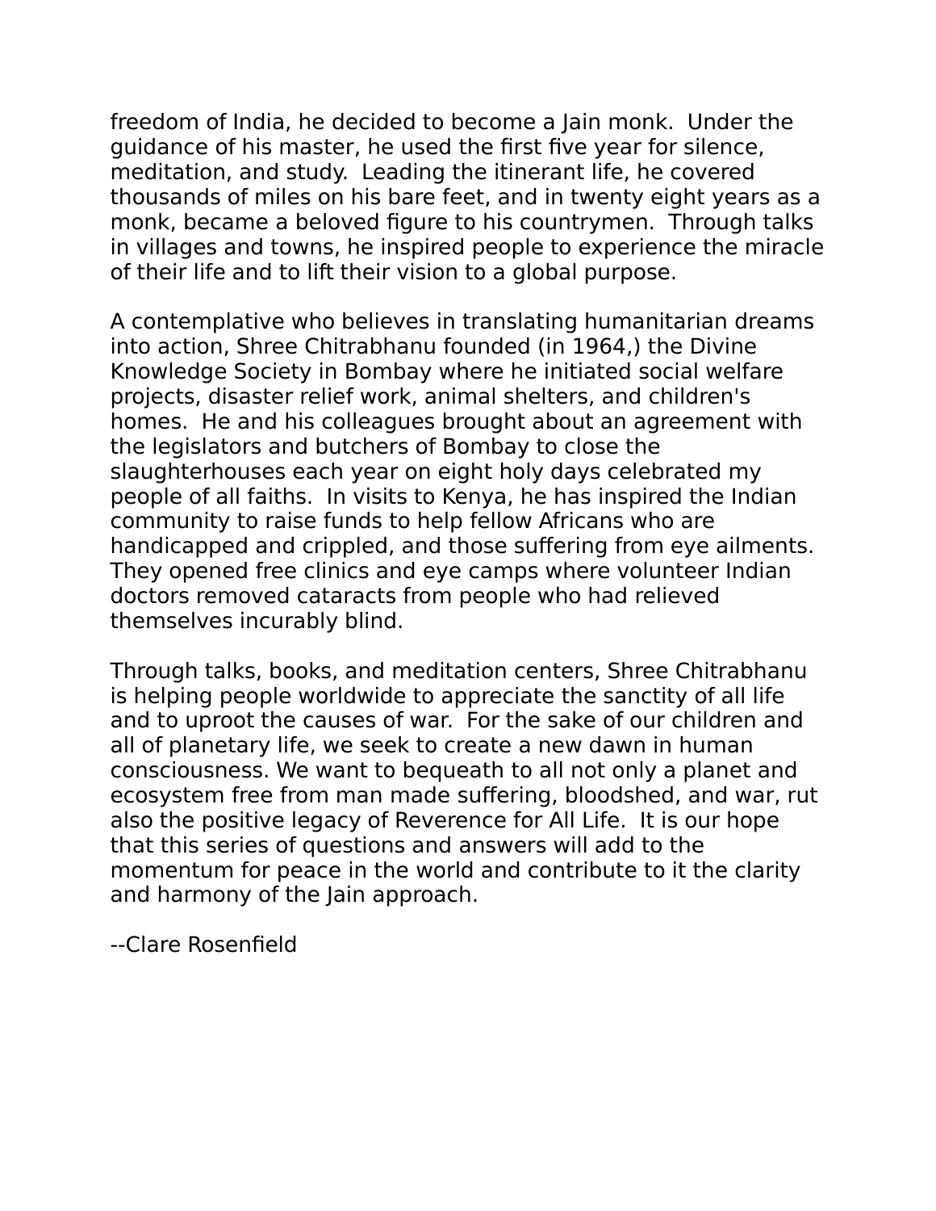freedom of India, he decided to become a Jain monk. Under the guidance of his master, he used the first five year for silence, meditation, and study. Leading the itinerant life, he covered thousands of miles on his bare feet, and in twenty eight years as a monk, became a beloved figure to his countrymen. Through talks in villages and towns, he inspired people to experience the miracle of their life and to lift their vision to a global purpose.

A contemplative who believes in translating humanitarian dreams into action, Shree Chitrabhanu founded (in 1964,) the Divine Knowledge Society in Bombay where he initiated social welfare projects, disaster relief work, animal shelters, and children's homes. He and his colleagues brought about an agreement with the legislators and butchers of Bombay to close the slaughterhouses each year on eight holy days celebrated my people of all faiths. In visits to Kenya, he has inspired the Indian community to raise funds to help fellow Africans who are handicapped and crippled, and those suffering from eye ailments. They opened free clinics and eye camps where volunteer Indian doctors removed cataracts from people who had relieved themselves incurably blind.

Through talks, books, and meditation centers, Shree Chitrabhanu is helping people worldwide to appreciate the sanctity of all life and to uproot the causes of war. For the sake of our children and all of planetary life, we seek to create a new dawn in human consciousness. We want to bequeath to all not only a planet and ecosystem free from man made suffering, bloodshed, and war, rut also the positive legacy of Reverence for All Life. It is our hope that this series of questions and answers will add to the momentum for peace in the world and contribute to it the clarity and harmony of the Jain approach.

--Clare Rosenfield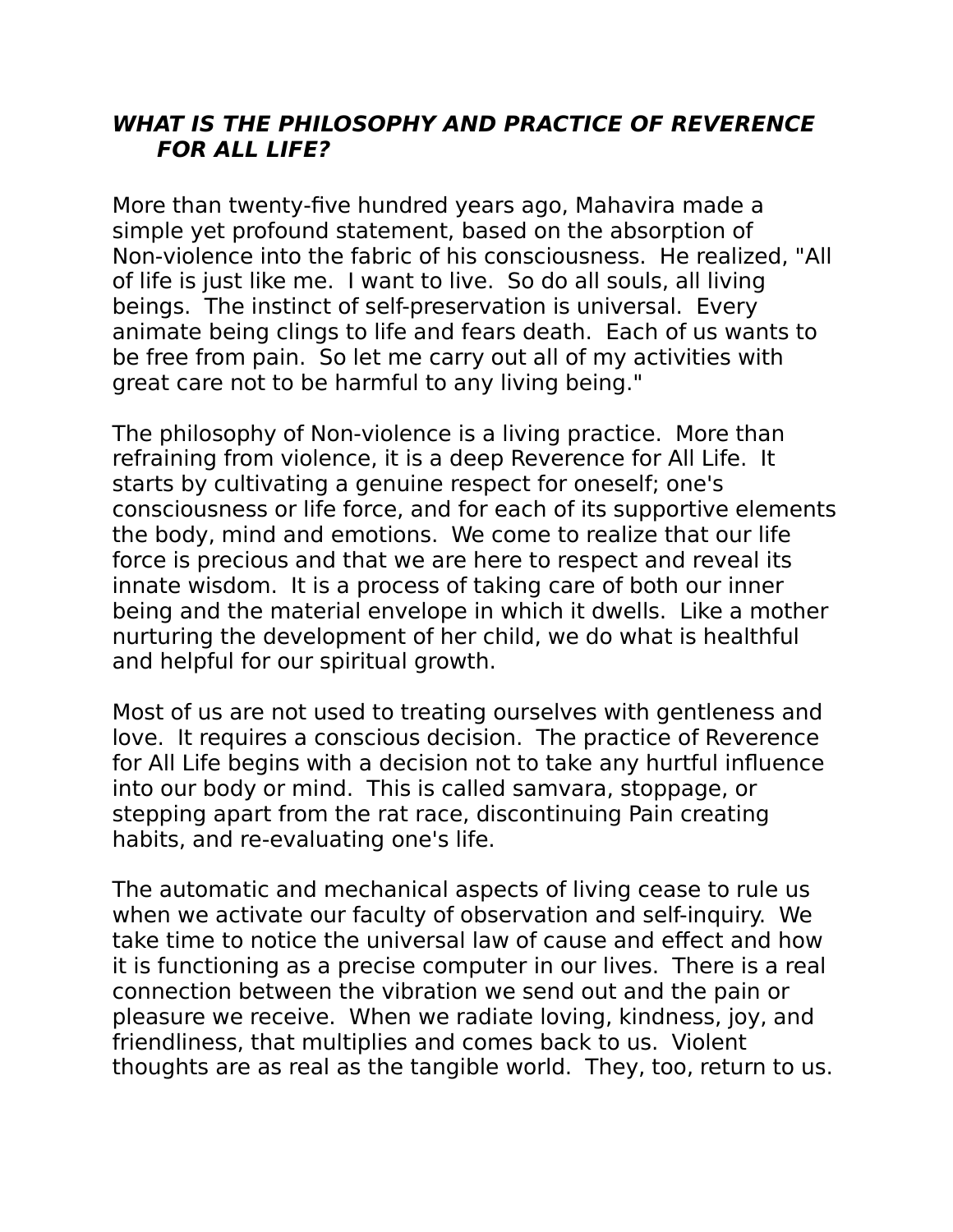## *WHAT IS THE PHILOSOPHY AND PRACTICE OF REVERENCE FOR ALL LIFE?*

More than twenty-five hundred years ago, Mahavira made a simple yet profound statement, based on the absorption of Non-violence into the fabric of his consciousness. He realized, "All of life is just like me. I want to live. So do all souls, all living beings. The instinct of self-preservation is universal. Every animate being clings to life and fears death. Each of us wants to be free from pain. So let me carry out all of my activities with great care not to be harmful to any living being."

The philosophy of Non-violence is a living practice. More than refraining from violence, it is a deep Reverence for All Life. It starts by cultivating a genuine respect for oneself; one's consciousness or life force, and for each of its supportive elements the body, mind and emotions. We come to realize that our life force is precious and that we are here to respect and reveal its innate wisdom. It is a process of taking care of both our inner being and the material envelope in which it dwells. Like a mother nurturing the development of her child, we do what is healthful and helpful for our spiritual growth.

Most of us are not used to treating ourselves with gentleness and love. It requires a conscious decision. The practice of Reverence for All Life begins with a decision not to take any hurtful influence into our body or mind. This is called samvara, stoppage, or stepping apart from the rat race, discontinuing Pain creating habits, and re-evaluating one's life.

The automatic and mechanical aspects of living cease to rule us when we activate our faculty of observation and self-inquiry. We take time to notice the universal law of cause and effect and how it is functioning as a precise computer in our lives. There is a real connection between the vibration we send out and the pain or pleasure we receive. When we radiate loving, kindness, joy, and friendliness, that multiplies and comes back to us. Violent thoughts are as real as the tangible world. They, too, return to us.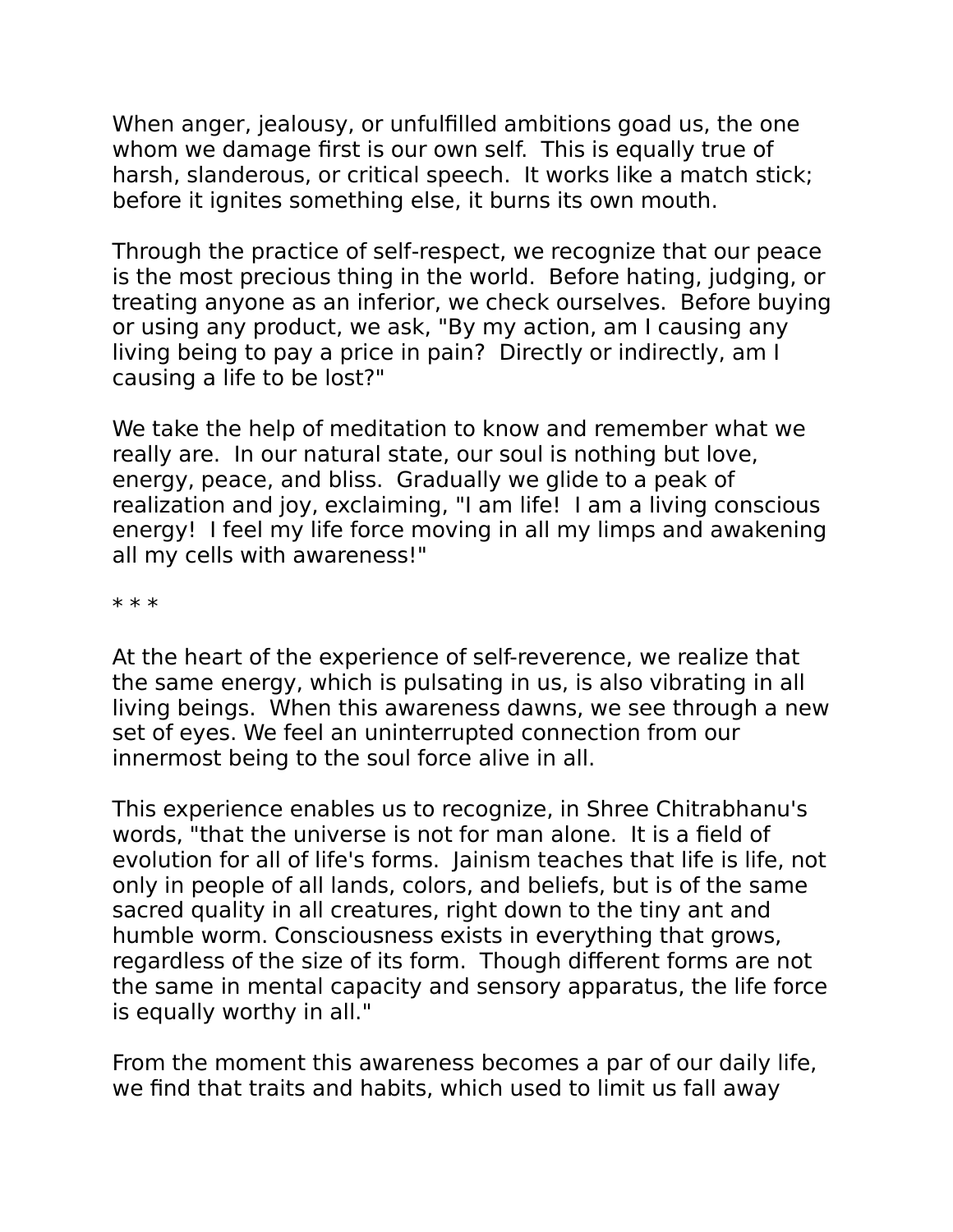When anger, jealousy, or unfulfilled ambitions goad us, the one whom we damage first is our own self. This is equally true of harsh, slanderous, or critical speech. It works like a match stick; before it ignites something else, it burns its own mouth.

Through the practice of self-respect, we recognize that our peace is the most precious thing in the world. Before hating, judging, or treating anyone as an inferior, we check ourselves. Before buying or using any product, we ask, "By my action, am I causing any living being to pay a price in pain? Directly or indirectly, am I causing a life to be lost?"

We take the help of meditation to know and remember what we really are. In our natural state, our soul is nothing but love, energy, peace, and bliss. Gradually we glide to a peak of realization and joy, exclaiming, "I am life! I am a living conscious energy! I feel my life force moving in all my limps and awakening all my cells with awareness!"

* * *

At the heart of the experience of self-reverence, we realize that the same energy, which is pulsating in us, is also vibrating in all living beings. When this awareness dawns, we see through a new set of eyes. We feel an uninterrupted connection from our innermost being to the soul force alive in all.

This experience enables us to recognize, in Shree Chitrabhanu's words, "that the universe is not for man alone. It is a field of evolution for all of life's forms. Jainism teaches that life is life, not only in people of all lands, colors, and beliefs, but is of the same sacred quality in all creatures, right down to the tiny ant and humble worm. Consciousness exists in everything that grows, regardless of the size of its form. Though different forms are not the same in mental capacity and sensory apparatus, the life force is equally worthy in all."

From the moment this awareness becomes a par of our daily life, we find that traits and habits, which used to limit us fall away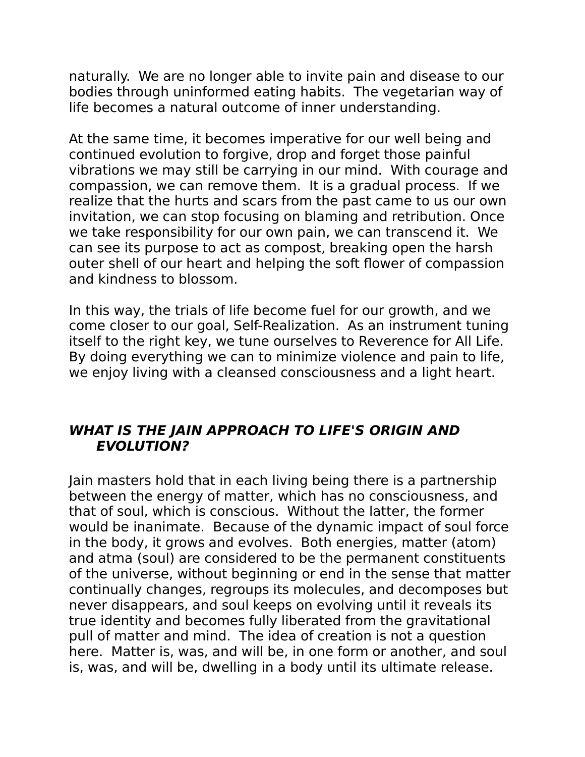naturally. We are no longer able to invite pain and disease to our bodies through uninformed eating habits. The vegetarian way of life becomes a natural outcome of inner understanding.

At the same time, it becomes imperative for our well being and continued evolution to forgive, drop and forget those painful vibrations we may still be carrying in our mind. With courage and compassion, we can remove them. It is a gradual process. If we realize that the hurts and scars from the past came to us our own invitation, we can stop focusing on blaming and retribution. Once we take responsibility for our own pain, we can transcend it. We can see its purpose to act as compost, breaking open the harsh outer shell of our heart and helping the soft flower of compassion and kindness to blossom.

In this way, the trials of life become fuel for our growth, and we come closer to our goal, Self-Realization. As an instrument tuning itself to the right key, we tune ourselves to Reverence for All Life. By doing everything we can to minimize violence and pain to life, we enjoy living with a cleansed consciousness and a light heart.

### ***WHAT IS THE JAIN APPROACH TO LIFE'S ORIGIN AND EVOLUTION?***

Jain masters hold that in each living being there is a partnership between the energy of matter, which has no consciousness, and that of soul, which is conscious. Without the latter, the former would be inanimate. Because of the dynamic impact of soul force in the body, it grows and evolves. Both energies, matter (atom) and atma (soul) are considered to be the permanent constituents of the universe, without beginning or end in the sense that matter continually changes, regroups its molecules, and decomposes but never disappears, and soul keeps on evolving until it reveals its true identity and becomes fully liberated from the gravitational pull of matter and mind. The idea of creation is not a question here. Matter is, was, and will be, in one form or another, and soul is, was, and will be, dwelling in a body until its ultimate release.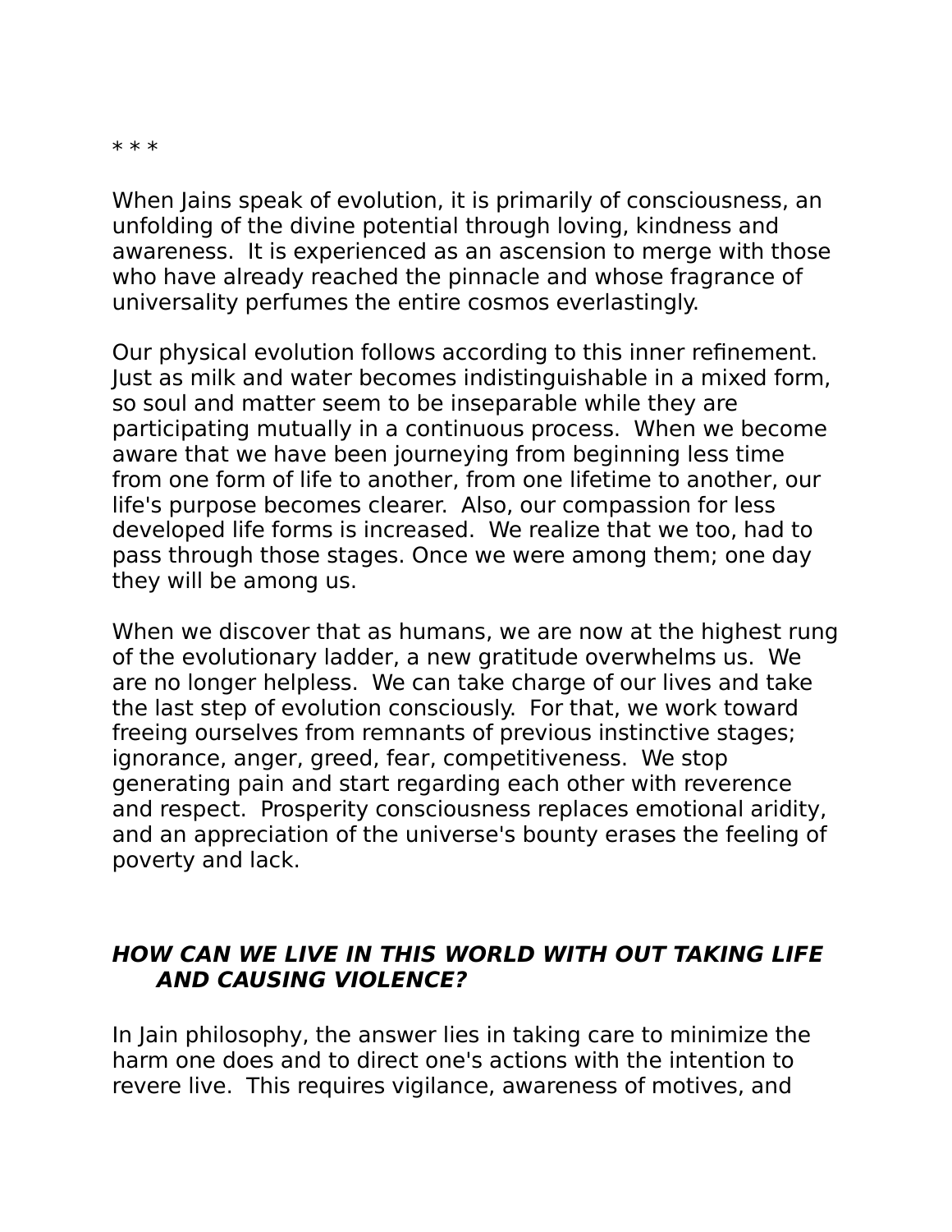* * *

When Jains speak of evolution, it is primarily of consciousness, an unfolding of the divine potential through loving, kindness and awareness.  It is experienced as an ascension to merge with those who have already reached the pinnacle and whose fragrance of universality perfumes the entire cosmos everlastingly.

Our physical evolution follows according to this inner refinement.  Just as milk and water becomes indistinguishable in a mixed form, so soul and matter seem to be inseparable while they are participating mutually in a continuous process.  When we become aware that we have been journeying from beginning less time from one form of life to another, from one lifetime to another, our life's purpose becomes clearer.  Also, our compassion for less developed life forms is increased.  We realize that we too, had to pass through those stages. Once we were among them; one day they will be among us.

When we discover that as humans, we are now at the highest rung of the evolutionary ladder, a new gratitude overwhelms us.  We are no longer helpless.  We can take charge of our lives and take the last step of evolution consciously.  For that, we work toward freeing ourselves from remnants of previous instinctive stages; ignorance, anger, greed, fear, competitiveness.  We stop generating pain and start regarding each other with reverence and respect.  Prosperity consciousness replaces emotional aridity, and an appreciation of the universe's bounty erases the feeling of poverty and lack.

### ***HOW CAN WE LIVE IN THIS WORLD WITH OUT TAKING LIFE AND CAUSING VIOLENCE?***

In Jain philosophy, the answer lies in taking care to minimize the harm one does and to direct one's actions with the intention to revere live.  This requires vigilance, awareness of motives, and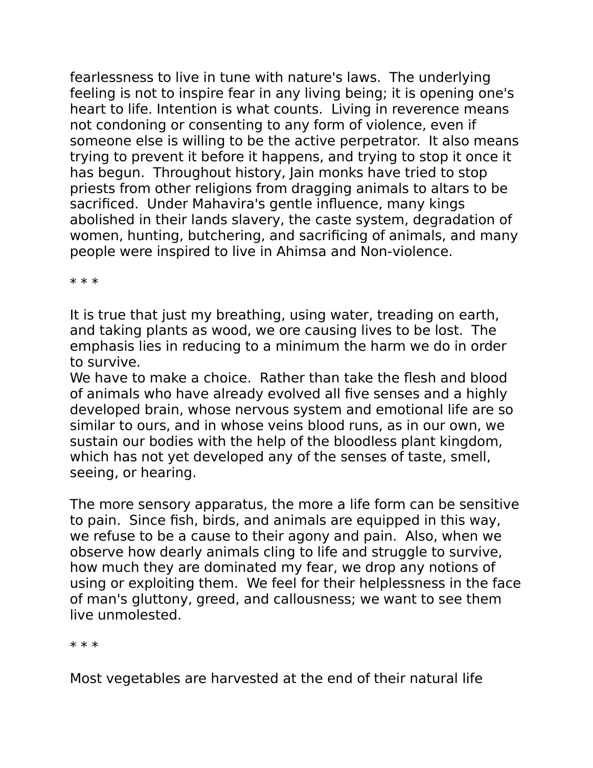fearlessness to live in tune with nature's laws. The underlying feeling is not to inspire fear in any living being; it is opening one's heart to life. Intention is what counts. Living in reverence means not condoning or consenting to any form of violence, even if someone else is willing to be the active perpetrator. It also means trying to prevent it before it happens, and trying to stop it once it has begun. Throughout history, Jain monks have tried to stop priests from other religions from dragging animals to altars to be sacrificed. Under Mahavira's gentle influence, many kings abolished in their lands slavery, the caste system, degradation of women, hunting, butchering, and sacrificing of animals, and many people were inspired to live in Ahimsa and Non-violence.

* * *

It is true that just my breathing, using water, treading on earth, and taking plants as wood, we ore causing lives to be lost. The emphasis lies in reducing to a minimum the harm we do in order to survive.
We have to make a choice. Rather than take the flesh and blood of animals who have already evolved all five senses and a highly developed brain, whose nervous system and emotional life are so similar to ours, and in whose veins blood runs, as in our own, we sustain our bodies with the help of the bloodless plant kingdom, which has not yet developed any of the senses of taste, smell, seeing, or hearing.

The more sensory apparatus, the more a life form can be sensitive to pain. Since fish, birds, and animals are equipped in this way, we refuse to be a cause to their agony and pain. Also, when we observe how dearly animals cling to life and struggle to survive, how much they are dominated my fear, we drop any notions of using or exploiting them. We feel for their helplessness in the face of man's gluttony, greed, and callousness; we want to see them live unmolested.

* * *

Most vegetables are harvested at the end of their natural life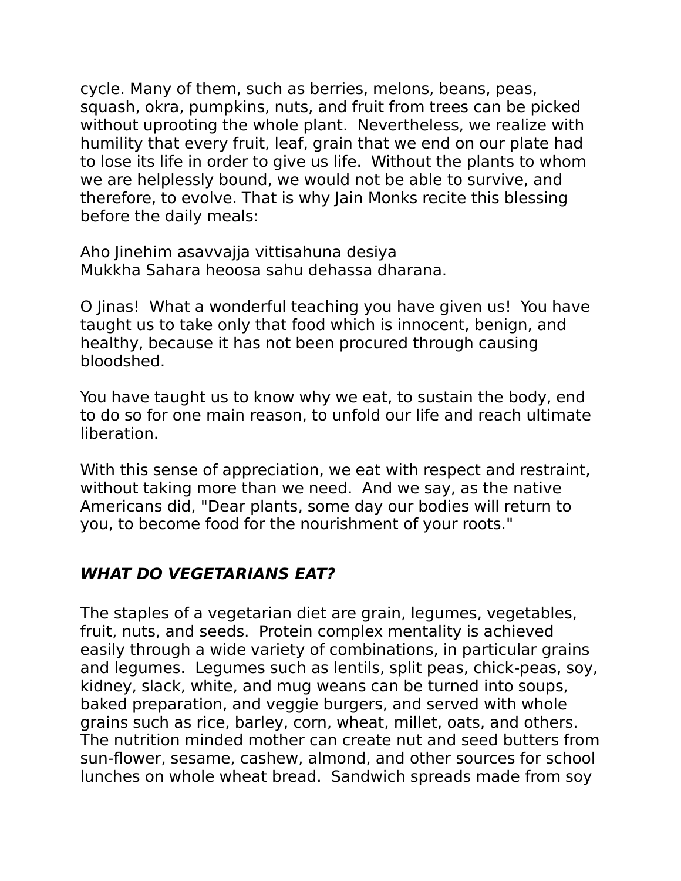cycle. Many of them, such as berries, melons, beans, peas, squash, okra, pumpkins, nuts, and fruit from trees can be picked without uprooting the whole plant. Nevertheless, we realize with humility that every fruit, leaf, grain that we end on our plate had to lose its life in order to give us life. Without the plants to whom we are helplessly bound, we would not be able to survive, and therefore, to evolve. That is why Jain Monks recite this blessing before the daily meals:

Aho Jinehim asavvajja vittisahuna desiya
Mukkha Sahara heoosa sahu dehassa dharana.

O Jinas! What a wonderful teaching you have given us! You have taught us to take only that food which is innocent, benign, and healthy, because it has not been procured through causing bloodshed.

You have taught us to know why we eat, to sustain the body, end to do so for one main reason, to unfold our life and reach ultimate liberation.

With this sense of appreciation, we eat with respect and restraint, without taking more than we need. And we say, as the native Americans did, "Dear plants, some day our bodies will return to you, to become food for the nourishment of your roots."

## ***WHAT DO VEGETARIANS EAT?***

The staples of a vegetarian diet are grain, legumes, vegetables, fruit, nuts, and seeds. Protein complex mentality is achieved easily through a wide variety of combinations, in particular grains and legumes. Legumes such as lentils, split peas, chick-peas, soy, kidney, slack, white, and mug weans can be turned into soups, baked preparation, and veggie burgers, and served with whole grains such as rice, barley, corn, wheat, millet, oats, and others. The nutrition minded mother can create nut and seed butters from sun-flower, sesame, cashew, almond, and other sources for school lunches on whole wheat bread. Sandwich spreads made from soy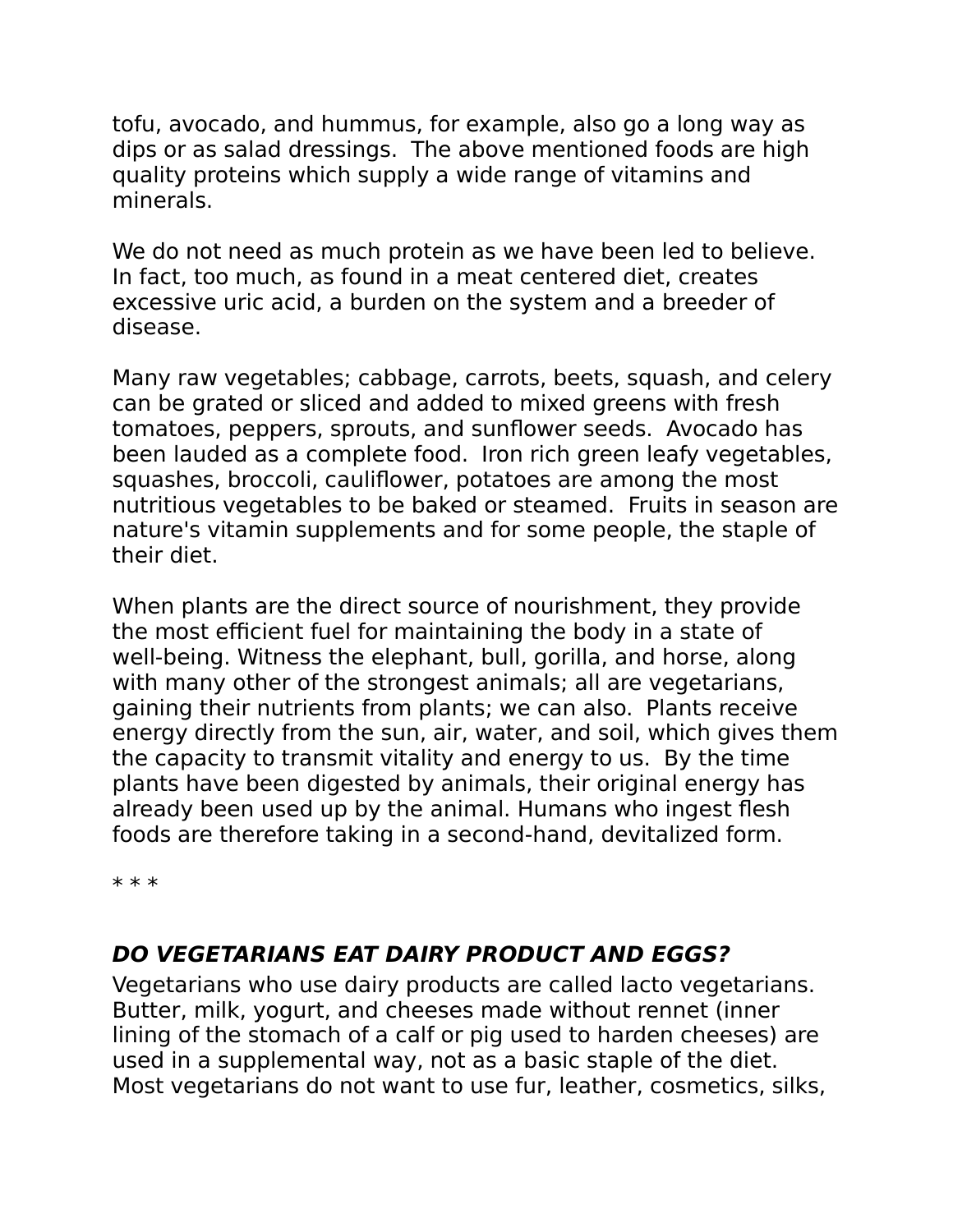tofu, avocado, and hummus, for example, also go a long way as dips or as salad dressings. The above mentioned foods are high quality proteins which supply a wide range of vitamins and minerals.

We do not need as much protein as we have been led to believe. In fact, too much, as found in a meat centered diet, creates excessive uric acid, a burden on the system and a breeder of disease.

Many raw vegetables; cabbage, carrots, beets, squash, and celery can be grated or sliced and added to mixed greens with fresh tomatoes, peppers, sprouts, and sunflower seeds. Avocado has been lauded as a complete food. Iron rich green leafy vegetables, squashes, broccoli, cauliflower, potatoes are among the most nutritious vegetables to be baked or steamed. Fruits in season are nature's vitamin supplements and for some people, the staple of their diet.

When plants are the direct source of nourishment, they provide the most efficient fuel for maintaining the body in a state of well-being. Witness the elephant, bull, gorilla, and horse, along with many other of the strongest animals; all are vegetarians, gaining their nutrients from plants; we can also. Plants receive energy directly from the sun, air, water, and soil, which gives them the capacity to transmit vitality and energy to us. By the time plants have been digested by animals, their original energy has already been used up by the animal. Humans who ingest flesh foods are therefore taking in a second-hand, devitalized form.

* * *

### ***DO VEGETARIANS EAT DAIRY PRODUCT AND EGGS?***

Vegetarians who use dairy products are called lacto vegetarians. Butter, milk, yogurt, and cheeses made without rennet (inner lining of the stomach of a calf or pig used to harden cheeses) are used in a supplemental way, not as a basic staple of the diet. Most vegetarians do not want to use fur, leather, cosmetics, silks,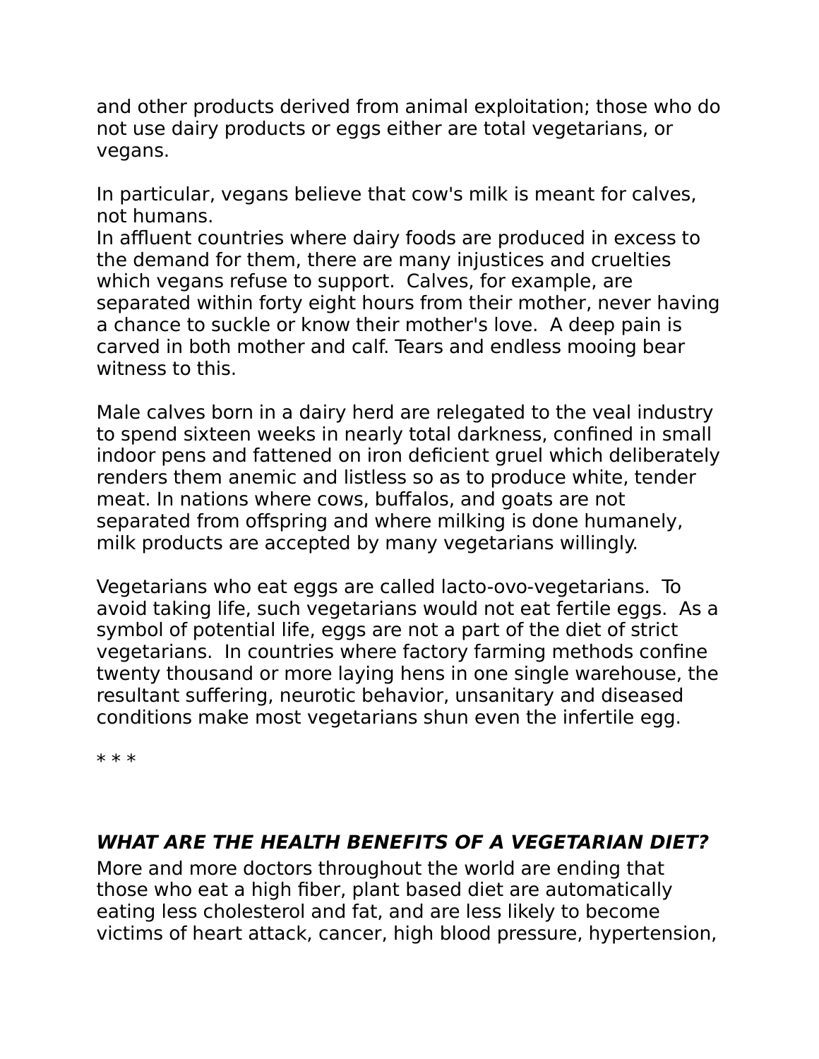and other products derived from animal exploitation; those who do not use dairy products or eggs either are total vegetarians, or vegans.

In particular, vegans believe that cow's milk is meant for calves, not humans.
In affluent countries where dairy foods are produced in excess to the demand for them, there are many injustices and cruelties which vegans refuse to support. Calves, for example, are separated within forty eight hours from their mother, never having a chance to suckle or know their mother's love. A deep pain is carved in both mother and calf. Tears and endless mooing bear witness to this.

Male calves born in a dairy herd are relegated to the veal industry to spend sixteen weeks in nearly total darkness, confined in small indoor pens and fattened on iron deficient gruel which deliberately renders them anemic and listless so as to produce white, tender meat. In nations where cows, buffalos, and goats are not separated from offspring and where milking is done humanely, milk products are accepted by many vegetarians willingly.

Vegetarians who eat eggs are called lacto-ovo-vegetarians. To avoid taking life, such vegetarians would not eat fertile eggs. As a symbol of potential life, eggs are not a part of the diet of strict vegetarians. In countries where factory farming methods confine twenty thousand or more laying hens in one single warehouse, the resultant suffering, neurotic behavior, unsanitary and diseased conditions make most vegetarians shun even the infertile egg.

* * *

### ***WHAT ARE THE HEALTH BENEFITS OF A VEGETARIAN DIET?***

More and more doctors throughout the world are ending that those who eat a high fiber, plant based diet are automatically eating less cholesterol and fat, and are less likely to become victims of heart attack, cancer, high blood pressure, hypertension,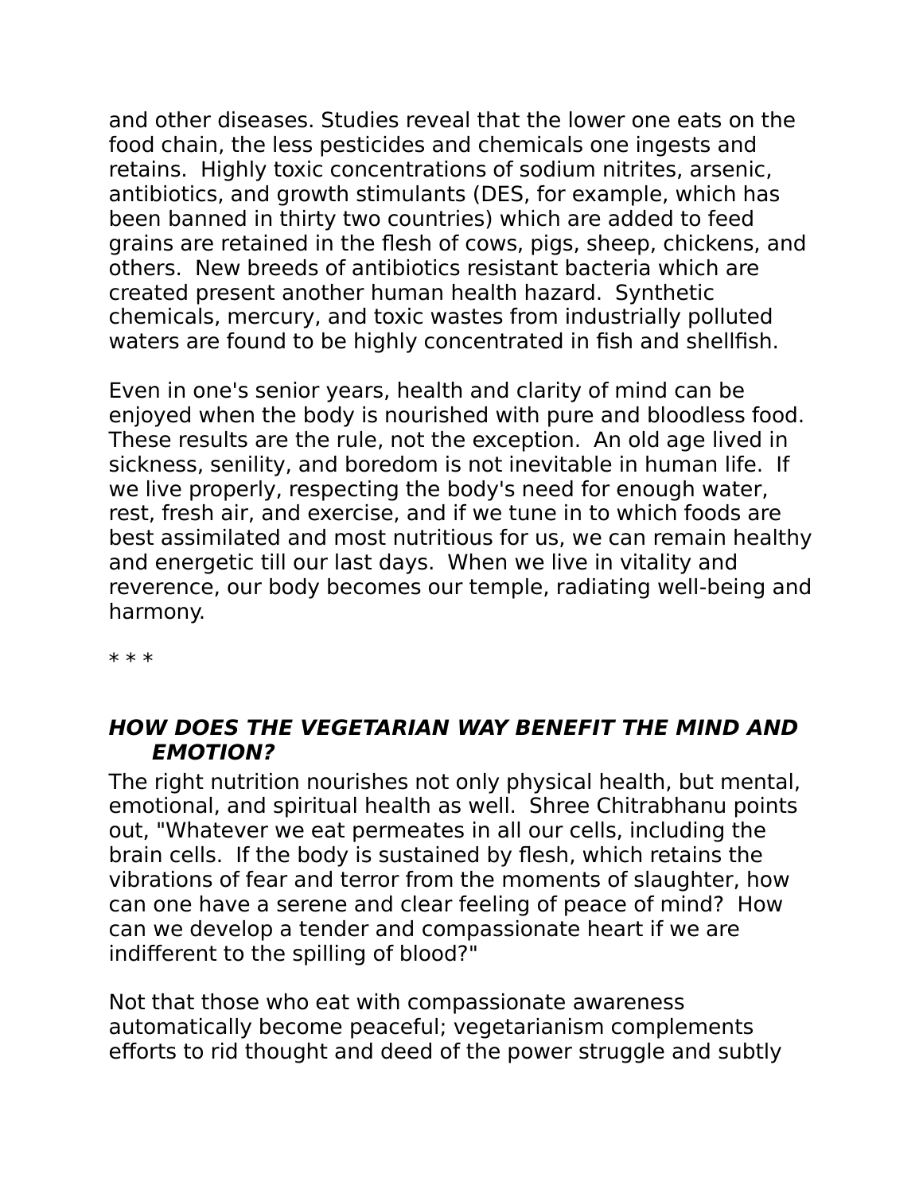and other diseases. Studies reveal that the lower one eats on the food chain, the less pesticides and chemicals one ingests and retains. Highly toxic concentrations of sodium nitrites, arsenic, antibiotics, and growth stimulants (DES, for example, which has been banned in thirty two countries) which are added to feed grains are retained in the flesh of cows, pigs, sheep, chickens, and others. New breeds of antibiotics resistant bacteria which are created present another human health hazard. Synthetic chemicals, mercury, and toxic wastes from industrially polluted waters are found to be highly concentrated in fish and shellfish.

Even in one's senior years, health and clarity of mind can be enjoyed when the body is nourished with pure and bloodless food. These results are the rule, not the exception. An old age lived in sickness, senility, and boredom is not inevitable in human life. If we live properly, respecting the body's need for enough water, rest, fresh air, and exercise, and if we tune in to which foods are best assimilated and most nutritious for us, we can remain healthy and energetic till our last days. When we live in vitality and reverence, our body becomes our temple, radiating well-being and harmony.

* * *

### ***HOW DOES THE VEGETARIAN WAY BENEFIT THE MIND AND EMOTION?***

The right nutrition nourishes not only physical health, but mental, emotional, and spiritual health as well. Shree Chitrabhanu points out, "Whatever we eat permeates in all our cells, including the brain cells. If the body is sustained by flesh, which retains the vibrations of fear and terror from the moments of slaughter, how can one have a serene and clear feeling of peace of mind? How can we develop a tender and compassionate heart if we are indifferent to the spilling of blood?"

Not that those who eat with compassionate awareness automatically become peaceful; vegetarianism complements efforts to rid thought and deed of the power struggle and subtly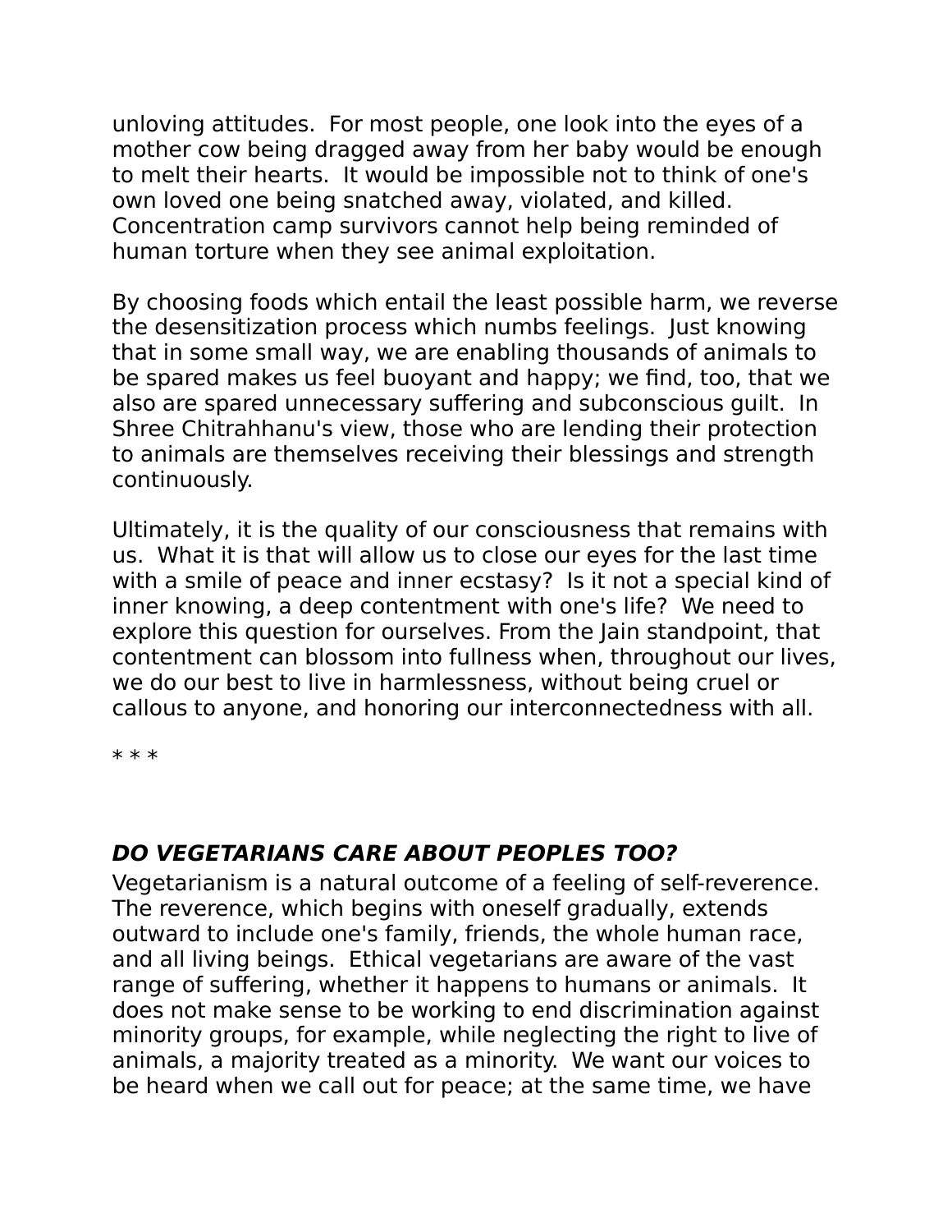unloving attitudes.  For most people, one look into the eyes of a mother cow being dragged away from her baby would be enough to melt their hearts.  It would be impossible not to think of one's own loved one being snatched away, violated, and killed.  Concentration camp survivors cannot help being reminded of human torture when they see animal exploitation.

By choosing foods which entail the least possible harm, we reverse the desensitization process which numbs feelings.  Just knowing that in some small way, we are enabling thousands of animals to be spared makes us feel buoyant and happy; we find, too, that we also are spared unnecessary suffering and subconscious guilt.  In Shree Chitrahhanu's view, those who are lending their protection to animals are themselves receiving their blessings and strength continuously.

Ultimately, it is the quality of our consciousness that remains with us.  What it is that will allow us to close our eyes for the last time with a smile of peace and inner ecstasy?  Is it not a special kind of inner knowing, a deep contentment with one's life?  We need to explore this question for ourselves. From the Jain standpoint, that contentment can blossom into fullness when, throughout our lives, we do our best to live in harmlessness, without being cruel or callous to anyone, and honoring our interconnectedness with all.

* * *

### ***DO VEGETARIANS CARE ABOUT PEOPLES TOO?***

Vegetarianism is a natural outcome of a feeling of self-reverence.  The reverence, which begins with oneself gradually, extends outward to include one's family, friends, the whole human race, and all living beings.  Ethical vegetarians are aware of the vast range of suffering, whether it happens to humans or animals.  It does not make sense to be working to end discrimination against minority groups, for example, while neglecting the right to live of animals, a majority treated as a minority.  We want our voices to be heard when we call out for peace; at the same time, we have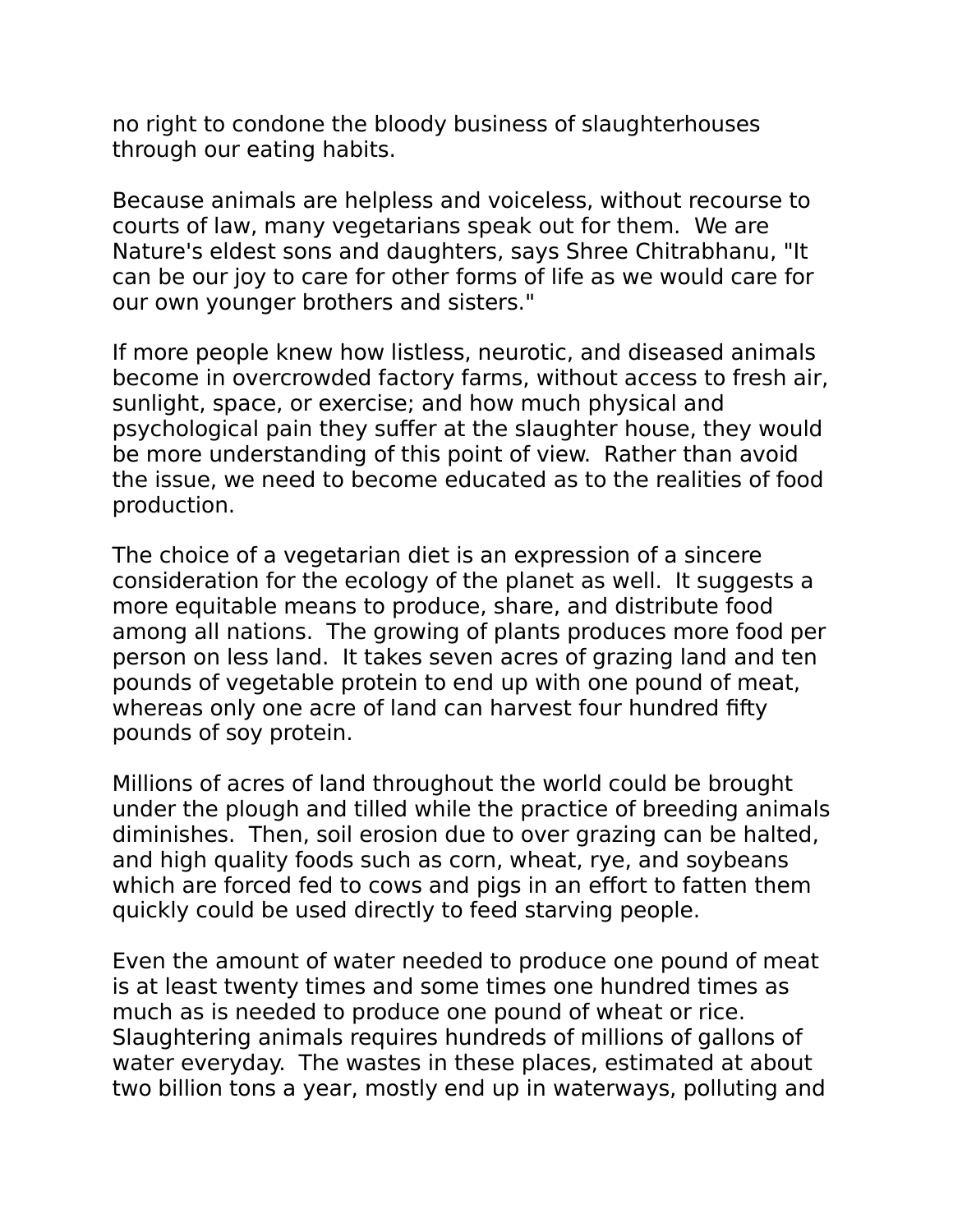no right to condone the bloody business of slaughterhouses through our eating habits.

Because animals are helpless and voiceless, without recourse to courts of law, many vegetarians speak out for them. We are Nature's eldest sons and daughters, says Shree Chitrabhanu, "It can be our joy to care for other forms of life as we would care for our own younger brothers and sisters."

If more people knew how listless, neurotic, and diseased animals become in overcrowded factory farms, without access to fresh air, sunlight, space, or exercise; and how much physical and psychological pain they suffer at the slaughter house, they would be more understanding of this point of view. Rather than avoid the issue, we need to become educated as to the realities of food production.

The choice of a vegetarian diet is an expression of a sincere consideration for the ecology of the planet as well. It suggests a more equitable means to produce, share, and distribute food among all nations. The growing of plants produces more food per person on less land. It takes seven acres of grazing land and ten pounds of vegetable protein to end up with one pound of meat, whereas only one acre of land can harvest four hundred fifty pounds of soy protein.

Millions of acres of land throughout the world could be brought under the plough and tilled while the practice of breeding animals diminishes. Then, soil erosion due to over grazing can be halted, and high quality foods such as corn, wheat, rye, and soybeans which are forced fed to cows and pigs in an effort to fatten them quickly could be used directly to feed starving people.

Even the amount of water needed to produce one pound of meat is at least twenty times and some times one hundred times as much as is needed to produce one pound of wheat or rice. Slaughtering animals requires hundreds of millions of gallons of water everyday. The wastes in these places, estimated at about two billion tons a year, mostly end up in waterways, polluting and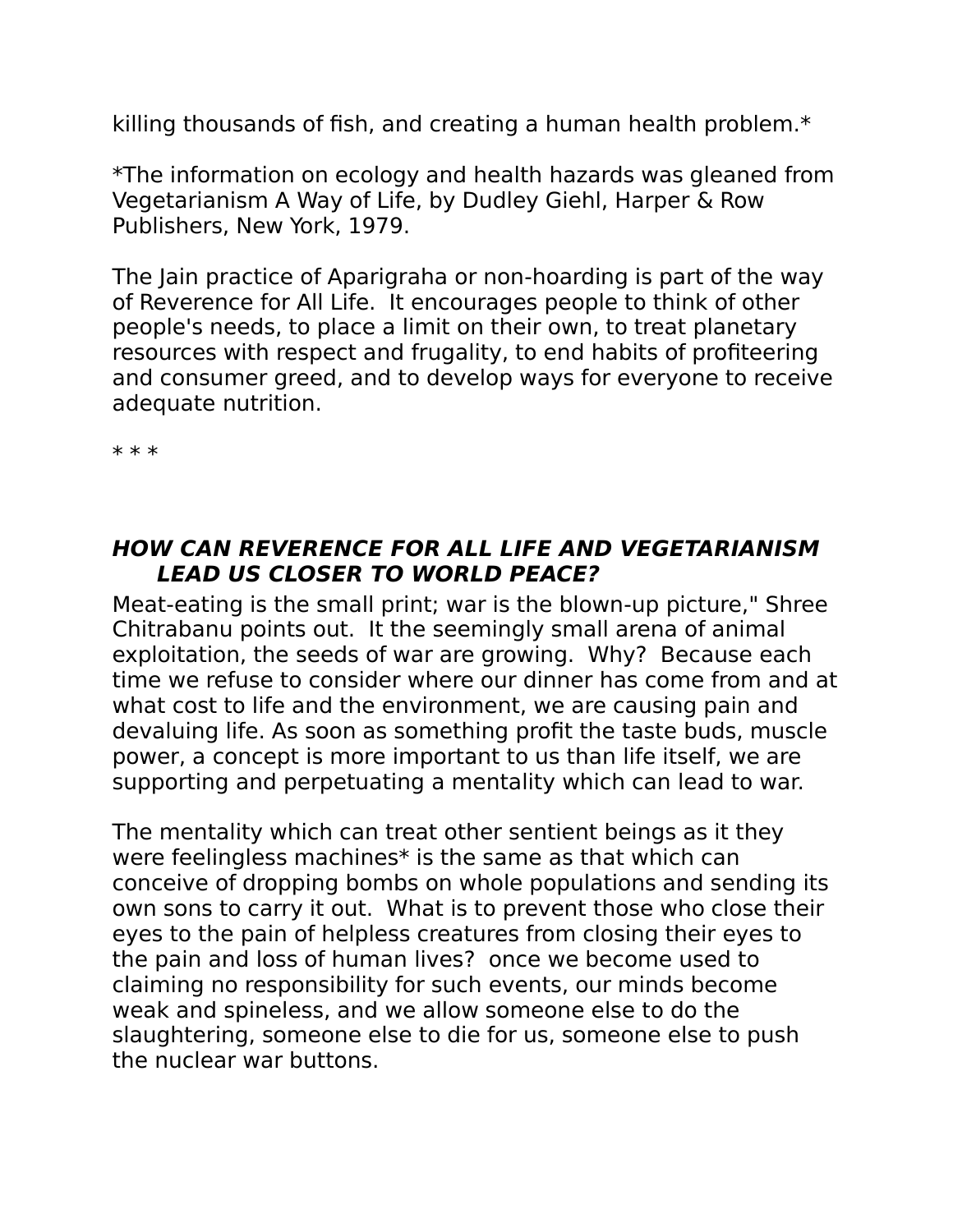killing thousands of fish, and creating a human health problem.*

*The information on ecology and health hazards was gleaned from Vegetarianism A Way of Life, by Dudley Giehl, Harper & Row Publishers, New York, 1979.

The Jain practice of Aparigraha or non-hoarding is part of the way of Reverence for All Life. It encourages people to think of other people's needs, to place a limit on their own, to treat planetary resources with respect and frugality, to end habits of profiteering and consumer greed, and to develop ways for everyone to receive adequate nutrition.

* * *

### ***HOW CAN REVERENCE FOR ALL LIFE AND VEGETARIANISM LEAD US CLOSER TO WORLD PEACE?***

Meat-eating is the small print; war is the blown-up picture," Shree Chitrabanu points out. It the seemingly small arena of animal exploitation, the seeds of war are growing. Why? Because each time we refuse to consider where our dinner has come from and at what cost to life and the environment, we are causing pain and devaluing life. As soon as something profit the taste buds, muscle power, a concept is more important to us than life itself, we are supporting and perpetuating a mentality which can lead to war.

The mentality which can treat other sentient beings as it they were feelingless machines* is the same as that which can conceive of dropping bombs on whole populations and sending its own sons to carry it out. What is to prevent those who close their eyes to the pain of helpless creatures from closing their eyes to the pain and loss of human lives? once we become used to claiming no responsibility for such events, our minds become weak and spineless, and we allow someone else to do the slaughtering, someone else to die for us, someone else to push the nuclear war buttons.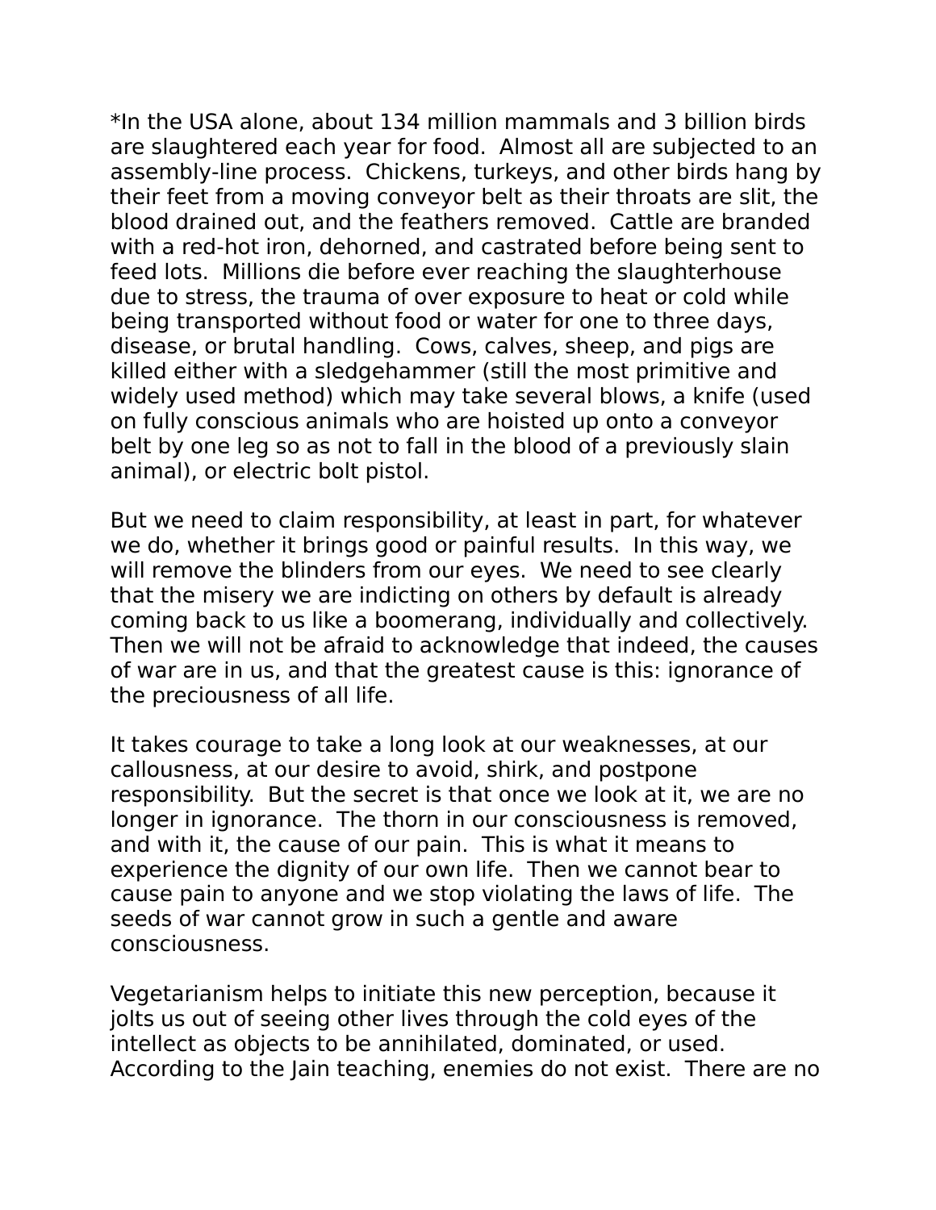*In the USA alone, about 134 million mammals and 3 billion birds are slaughtered each year for food. Almost all are subjected to an assembly-line process. Chickens, turkeys, and other birds hang by their feet from a moving conveyor belt as their throats are slit, the blood drained out, and the feathers removed. Cattle are branded with a red-hot iron, dehorned, and castrated before being sent to feed lots. Millions die before ever reaching the slaughterhouse due to stress, the trauma of over exposure to heat or cold while being transported without food or water for one to three days, disease, or brutal handling. Cows, calves, sheep, and pigs are killed either with a sledgehammer (still the most primitive and widely used method) which may take several blows, a knife (used on fully conscious animals who are hoisted up onto a conveyor belt by one leg so as not to fall in the blood of a previously slain animal), or electric bolt pistol.

But we need to claim responsibility, at least in part, for whatever we do, whether it brings good or painful results. In this way, we will remove the blinders from our eyes. We need to see clearly that the misery we are indicting on others by default is already coming back to us like a boomerang, individually and collectively. Then we will not be afraid to acknowledge that indeed, the causes of war are in us, and that the greatest cause is this: ignorance of the preciousness of all life.

It takes courage to take a long look at our weaknesses, at our callousness, at our desire to avoid, shirk, and postpone responsibility. But the secret is that once we look at it, we are no longer in ignorance. The thorn in our consciousness is removed, and with it, the cause of our pain. This is what it means to experience the dignity of our own life. Then we cannot bear to cause pain to anyone and we stop violating the laws of life. The seeds of war cannot grow in such a gentle and aware consciousness.

Vegetarianism helps to initiate this new perception, because it jolts us out of seeing other lives through the cold eyes of the intellect as objects to be annihilated, dominated, or used. According to the Jain teaching, enemies do not exist. There are no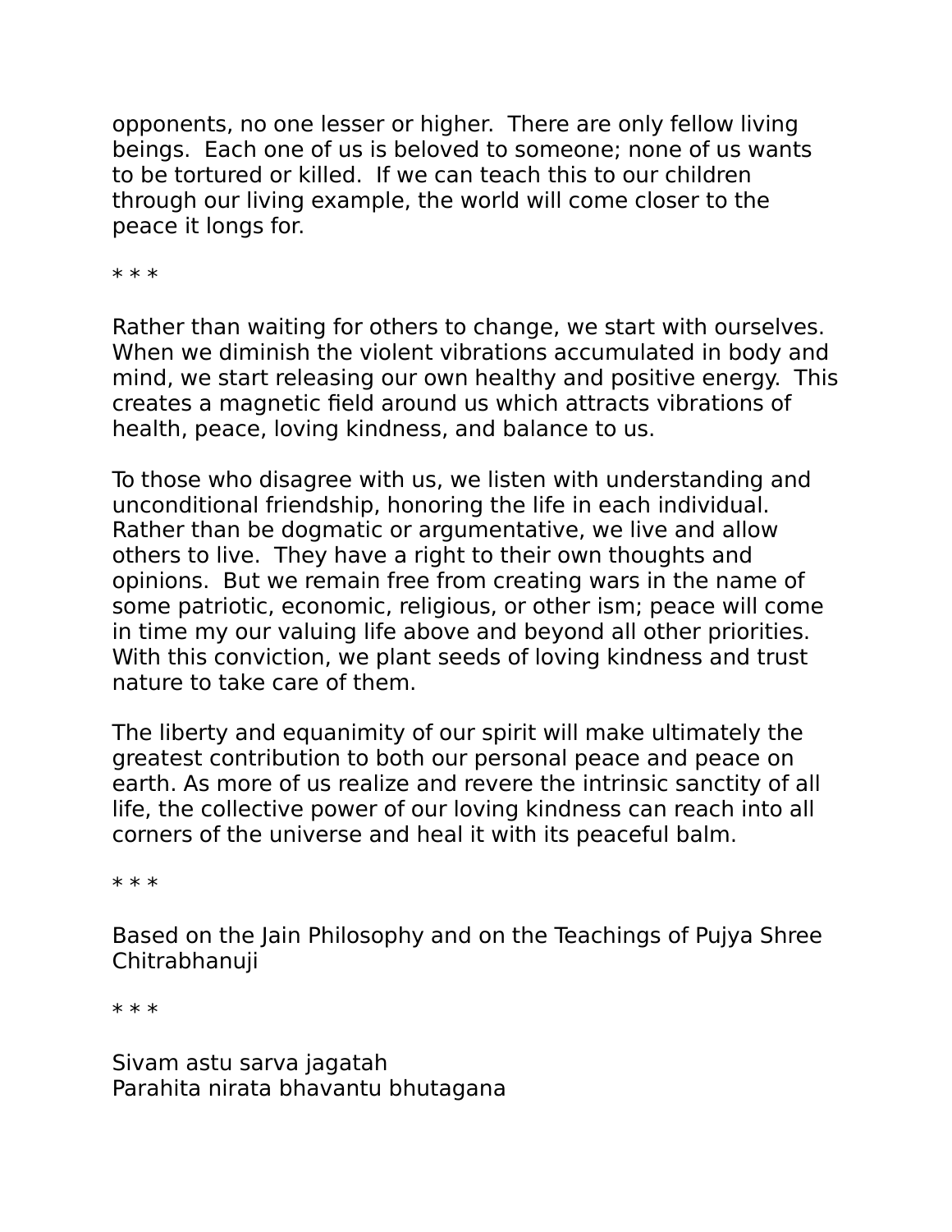opponents, no one lesser or higher. There are only fellow living beings. Each one of us is beloved to someone; none of us wants to be tortured or killed. If we can teach this to our children through our living example, the world will come closer to the peace it longs for.

* * *

Rather than waiting for others to change, we start with ourselves. When we diminish the violent vibrations accumulated in body and mind, we start releasing our own healthy and positive energy. This creates a magnetic field around us which attracts vibrations of health, peace, loving kindness, and balance to us.

To those who disagree with us, we listen with understanding and unconditional friendship, honoring the life in each individual. Rather than be dogmatic or argumentative, we live and allow others to live. They have a right to their own thoughts and opinions. But we remain free from creating wars in the name of some patriotic, economic, religious, or other ism; peace will come in time my our valuing life above and beyond all other priorities. With this conviction, we plant seeds of loving kindness and trust nature to take care of them.

The liberty and equanimity of our spirit will make ultimately the greatest contribution to both our personal peace and peace on earth. As more of us realize and revere the intrinsic sanctity of all life, the collective power of our loving kindness can reach into all corners of the universe and heal it with its peaceful balm.

* * *

Based on the Jain Philosophy and on the Teachings of Pujya Shree Chitrabhanuji

* * *

Sivam astu sarva jagatah
Parahita nirata bhavantu bhutagana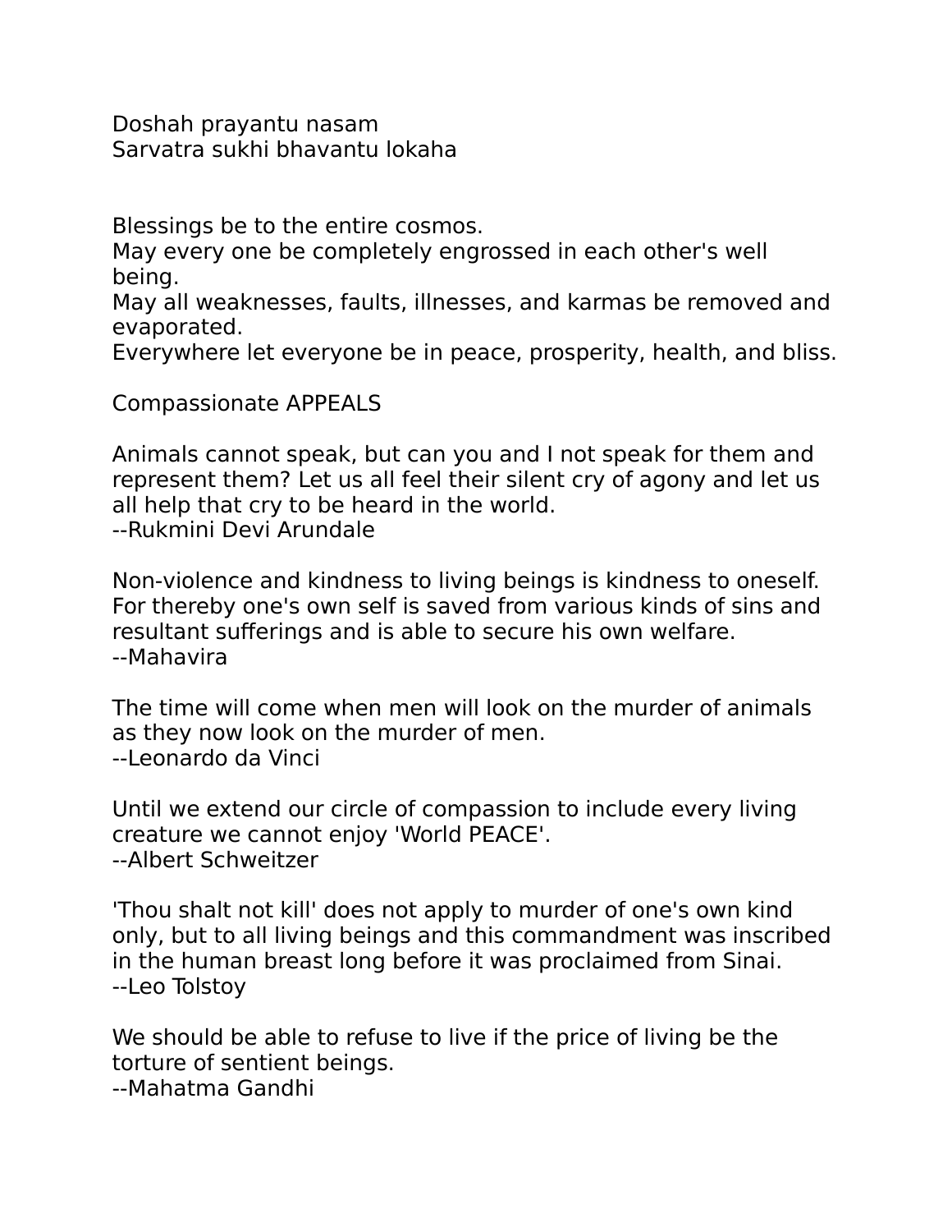Doshah prayantu nasam
Sarvatra sukhi bhavantu lokaha

Blessings be to the entire cosmos.
May every one be completely engrossed in each other's well being.
May all weaknesses, faults, illnesses, and karmas be removed and evaporated.
Everywhere let everyone be in peace, prosperity, health, and bliss.

## Compassionate APPEALS

Animals cannot speak, but can you and I not speak for them and represent them? Let us all feel their silent cry of agony and let us all help that cry to be heard in the world.
--Rukmini Devi Arundale

Non-violence and kindness to living beings is kindness to oneself. For thereby one's own self is saved from various kinds of sins and resultant sufferings and is able to secure his own welfare.
--Mahavira

The time will come when men will look on the murder of animals as they now look on the murder of men.
--Leonardo da Vinci

Until we extend our circle of compassion to include every living creature we cannot enjoy 'World PEACE'.
--Albert Schweitzer

'Thou shalt not kill' does not apply to murder of one's own kind only, but to all living beings and this commandment was inscribed in the human breast long before it was proclaimed from Sinai.
--Leo Tolstoy

We should be able to refuse to live if the price of living be the torture of sentient beings.
--Mahatma Gandhi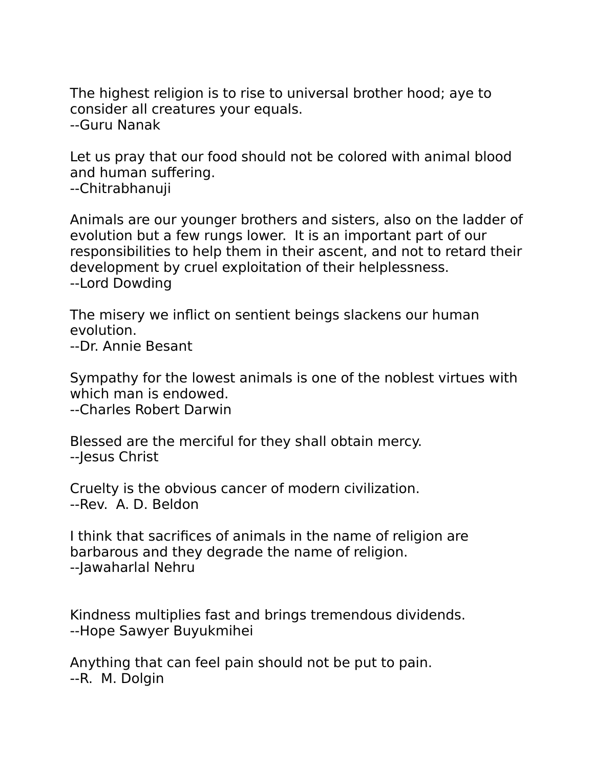The highest religion is to rise to universal brother hood; aye to consider all creatures your equals.
--Guru Nanak

Let us pray that our food should not be colored with animal blood and human suffering.
--Chitrabhanuji

Animals are our younger brothers and sisters, also on the ladder of evolution but a few rungs lower. It is an important part of our responsibilities to help them in their ascent, and not to retard their development by cruel exploitation of their helplessness.
--Lord Dowding

The misery we inflict on sentient beings slackens our human evolution.
--Dr. Annie Besant

Sympathy for the lowest animals is one of the noblest virtues with which man is endowed.
--Charles Robert Darwin

Blessed are the merciful for they shall obtain mercy.
--Jesus Christ

Cruelty is the obvious cancer of modern civilization.
--Rev. A. D. Beldon

I think that sacrifices of animals in the name of religion are barbarous and they degrade the name of religion.
--Jawaharlal Nehru

Kindness multiplies fast and brings tremendous dividends.
--Hope Sawyer Buyukmihei

Anything that can feel pain should not be put to pain.
--R. M. Dolgin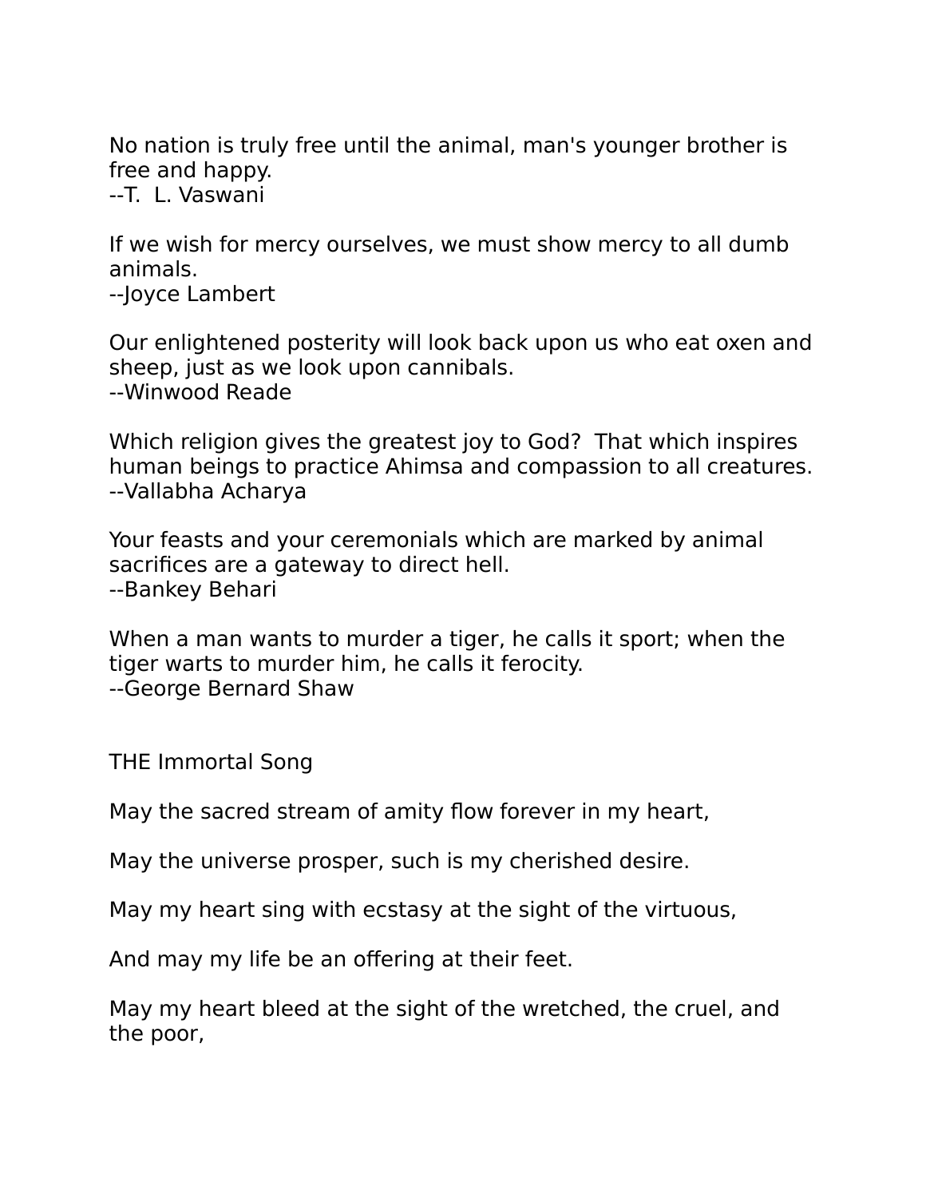No nation is truly free until the animal, man's younger brother is free and happy.
--T.  L. Vaswani

If we wish for mercy ourselves, we must show mercy to all dumb animals.
--Joyce Lambert

Our enlightened posterity will look back upon us who eat oxen and sheep, just as we look upon cannibals.
--Winwood Reade

Which religion gives the greatest joy to God?  That which inspires human beings to practice Ahimsa and compassion to all creatures.
--Vallabha Acharya

Your feasts and your ceremonials which are marked by animal sacrifices are a gateway to direct hell.
--Bankey Behari

When a man wants to murder a tiger, he calls it sport; when the tiger warts to murder him, he calls it ferocity.
--George Bernard Shaw

THE Immortal Song

May the sacred stream of amity flow forever in my heart,

May the universe prosper, such is my cherished desire.

May my heart sing with ecstasy at the sight of the virtuous,

And may my life be an offering at their feet.

May my heart bleed at the sight of the wretched, the cruel, and the poor,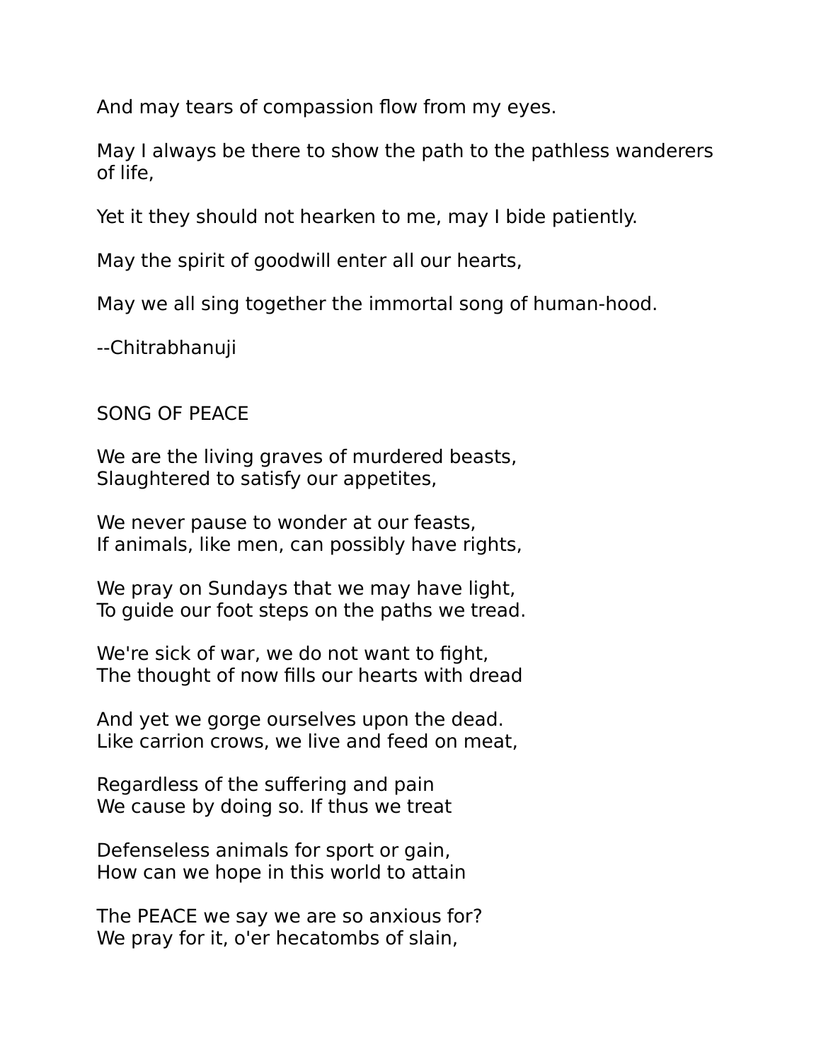And may tears of compassion flow from my eyes.

May I always be there to show the path to the pathless wanderers of life,

Yet it they should not hearken to me, may I bide patiently.

May the spirit of goodwill enter all our hearts,

May we all sing together the immortal song of human-hood.

--Chitrabhanuji

## SONG OF PEACE

We are the living graves of murdered beasts,
Slaughtered to satisfy our appetites,

We never pause to wonder at our feasts,
If animals, like men, can possibly have rights,

We pray on Sundays that we may have light,
To guide our foot steps on the paths we tread.

We're sick of war, we do not want to fight,
The thought of now fills our hearts with dread

And yet we gorge ourselves upon the dead.
Like carrion crows, we live and feed on meat,

Regardless of the suffering and pain
We cause by doing so. If thus we treat

Defenseless animals for sport or gain,
How can we hope in this world to attain

The PEACE we say we are so anxious for?
We pray for it, o'er hecatombs of slain,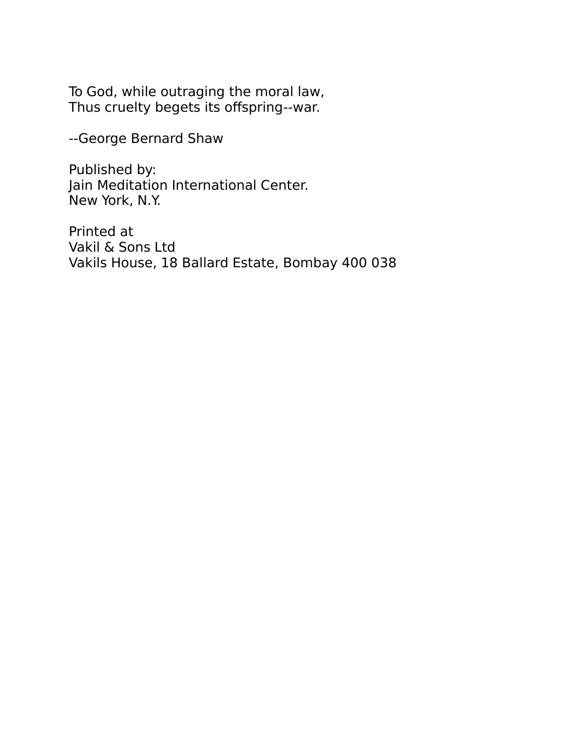To God, while outraging the moral law,
Thus cruelty begets its offspring--war.

--George Bernard Shaw

Published by:
Jain Meditation International Center.
New York, N.Y.

Printed at
Vakil & Sons Ltd
Vakils House, 18 Ballard Estate, Bombay 400 038